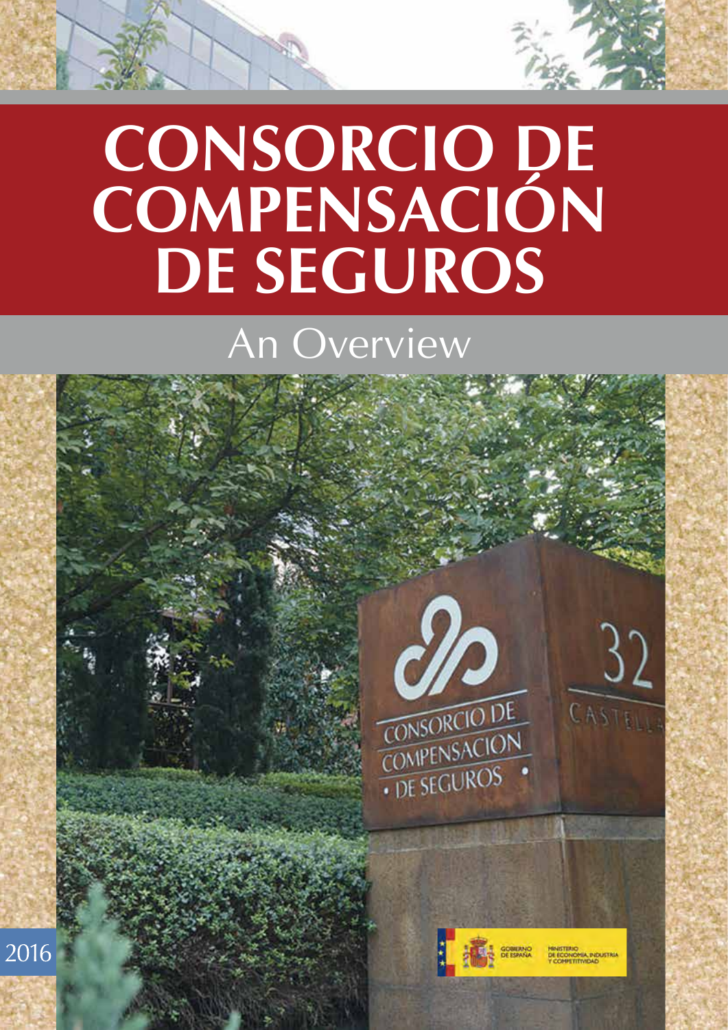# CONSORCIO DE COMPENSACIÓN DE SEGUROS

## An Overview

2016

GOBIERNO DE ESPAÑA

MINISTERIO DE ECONOMÍA, INDUSTRIA Y COMPETITIVIDAD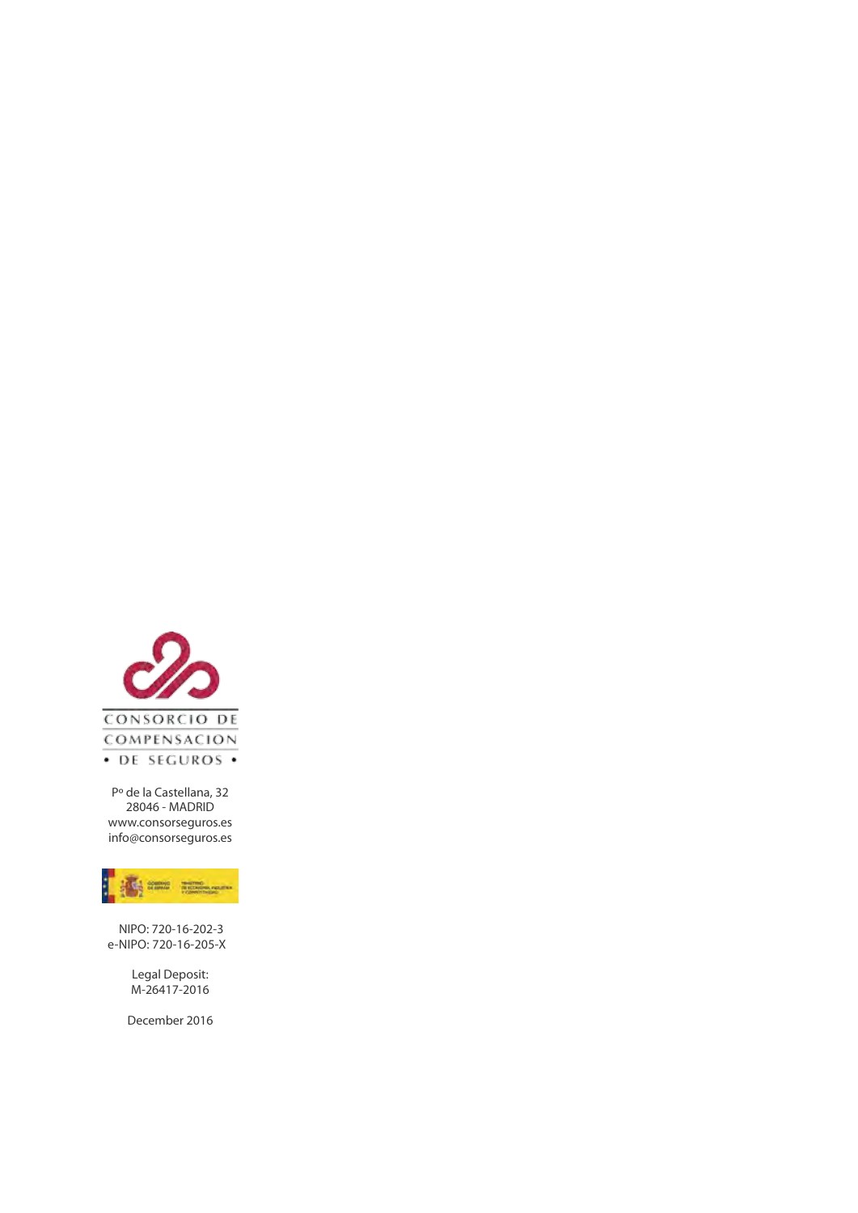CONSORCIO DE
COMPENSACION
• DE SEGUROS •

Pº de la Castellana, 32
28046 - MADRID
www.consorseguros.es
info@consorseguros.es

NIPO: 720-16-202-3
e-NIPO: 720-16-205-X

Legal Deposit:
M-26417-2016

December 2016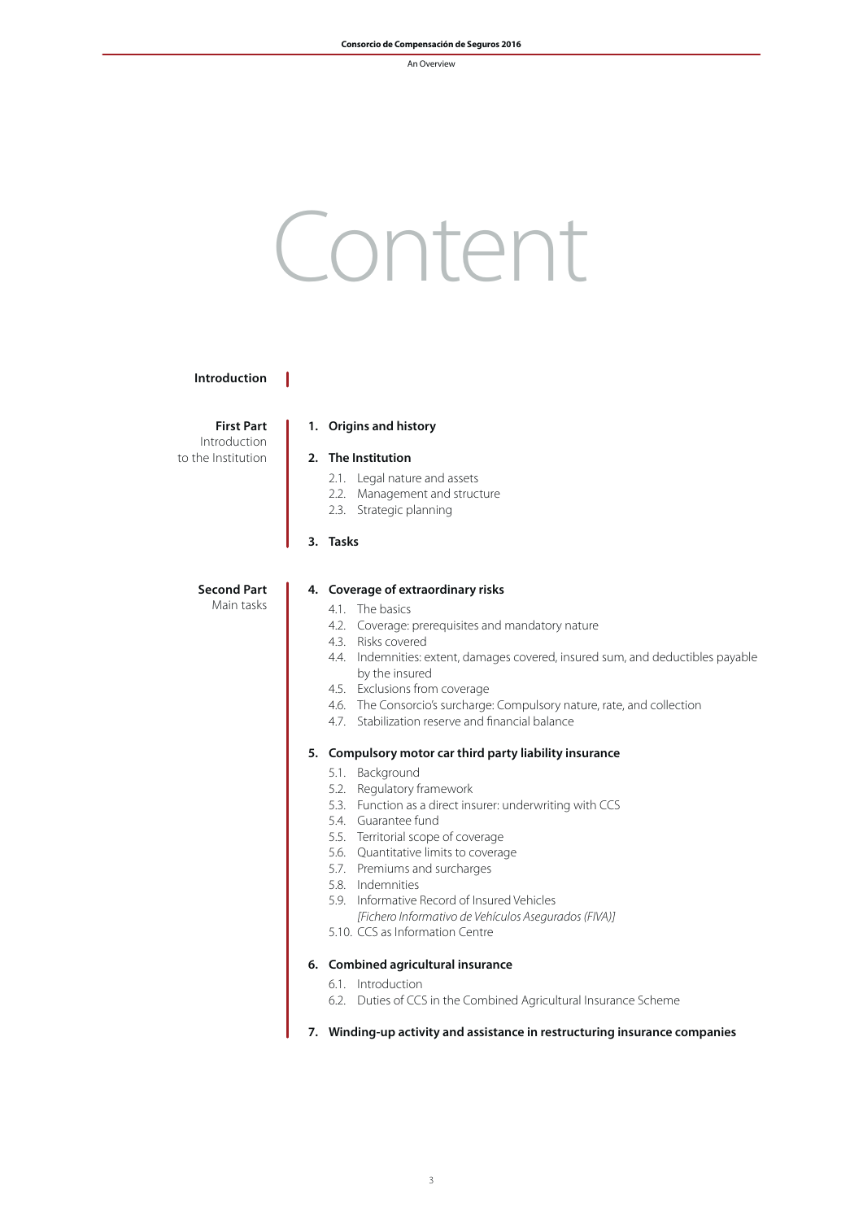# Content

**Introduction**

**First Part**
Introduction to the Institution

**1. Origins and history**

**2. The Institution**

- 2.1. Legal nature and assets
- 2.2. Management and structure
- 2.3. Strategic planning

**3. Tasks**

**Second Part**
Main tasks

**4. Coverage of extraordinary risks**

- 4.1. The basics
- 4.2. Coverage: prerequisites and mandatory nature
- 4.3. Risks covered
- 4.4. Indemnities: extent, damages covered, insured sum, and deductibles payable by the insured
- 4.5. Exclusions from coverage
- 4.6. The Consorcio's surcharge: Compulsory nature, rate, and collection
- 4.7. Stabilization reserve and financial balance

**5. Compulsory motor car third party liability insurance**

- 5.1. Background
- 5.2. Regulatory framework
- 5.3. Function as a direct insurer: underwriting with CCS
- 5.4. Guarantee fund
- 5.5. Territorial scope of coverage
- 5.6. Quantitative limits to coverage
- 5.7. Premiums and surcharges
- 5.8. Indemnities
- 5.9. Informative Record of Insured Vehicles *[Fichero Informativo de Vehículos Asegurados (FIVA)]*
- 5.10. CCS as Information Centre

**6. Combined agricultural insurance**

- 6.1. Introduction
- 6.2. Duties of CCS in the Combined Agricultural Insurance Scheme

**7. Winding-up activity and assistance in restructuring insurance companies**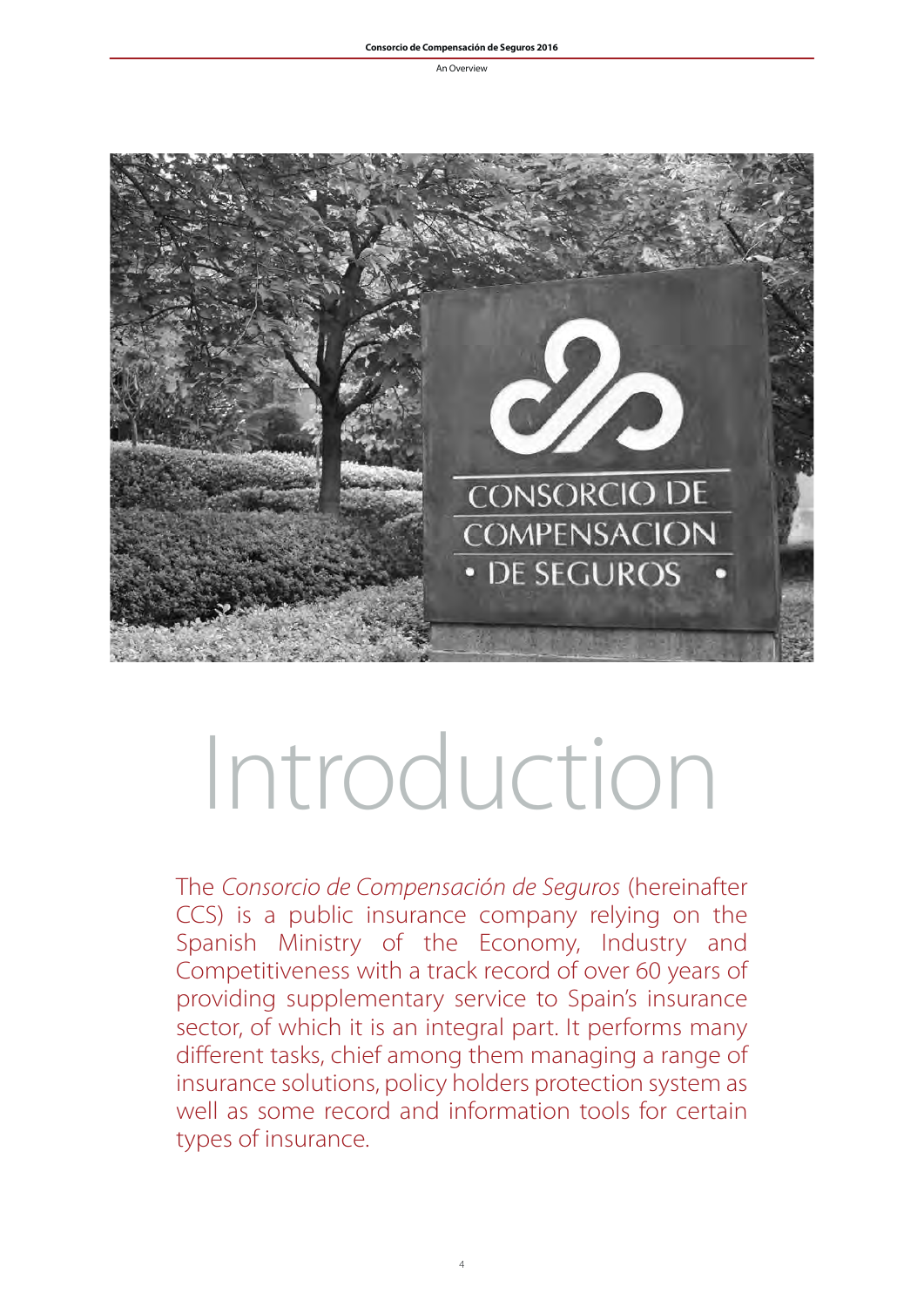# Introduction

The *Consorcio de Compensación de Seguros* (hereinafter CCS) is a public insurance company relying on the Spanish Ministry of the Economy, Industry and Competitiveness with a track record of over 60 years of providing supplementary service to Spain's insurance sector, of which it is an integral part. It performs many different tasks, chief among them managing a range of insurance solutions, policy holders protection system as well as some record and information tools for certain types of insurance.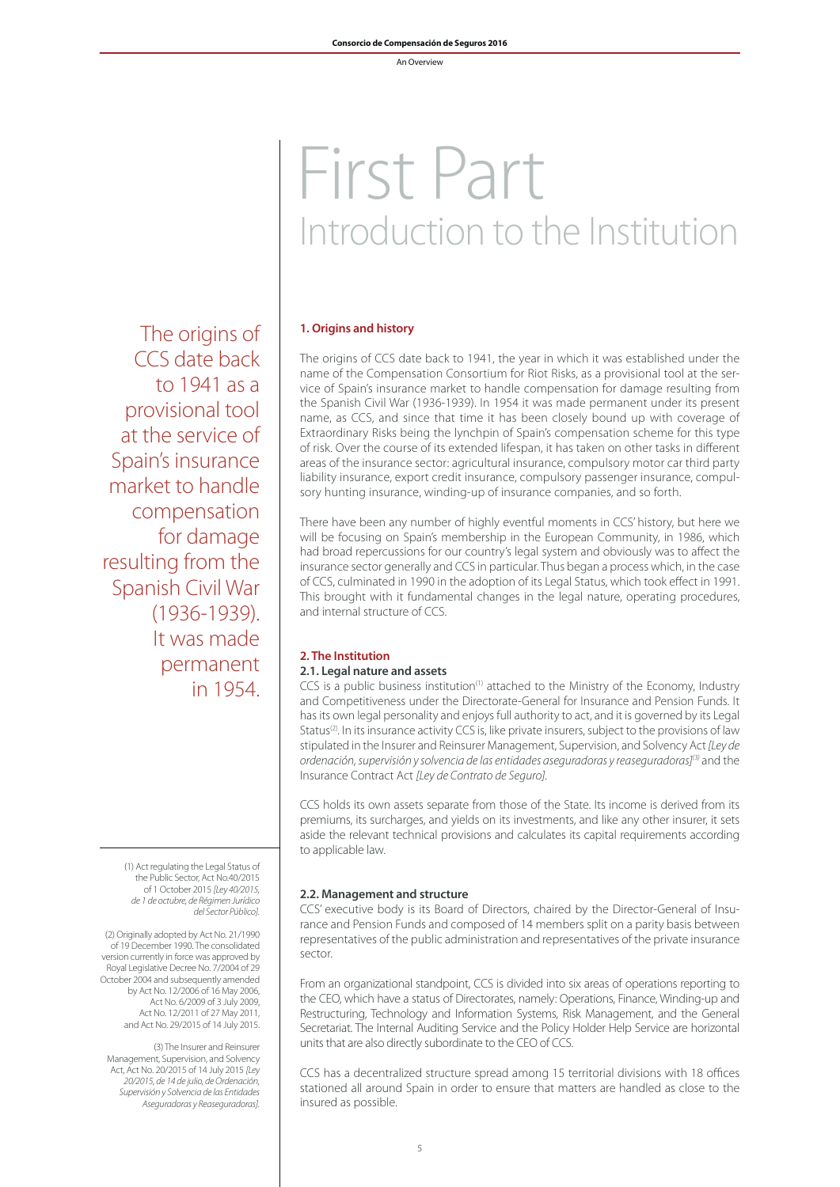# First Part
## Introduction to the Institution

The origins of CCS date back to 1941 as a provisional tool at the service of Spain's insurance market to handle compensation for damage resulting from the Spanish Civil War (1936-1939). It was made permanent in 1954.

### 1. Origins and history

The origins of CCS date back to 1941, the year in which it was established under the name of the Compensation Consortium for Riot Risks, as a provisional tool at the service of Spain's insurance market to handle compensation for damage resulting from the Spanish Civil War (1936-1939). In 1954 it was made permanent under its present name, as CCS, and since that time it has been closely bound up with coverage of Extraordinary Risks being the lynchpin of Spain's compensation scheme for this type of risk. Over the course of its extended lifespan, it has taken on other tasks in different areas of the insurance sector: agricultural insurance, compulsory motor car third party liability insurance, export credit insurance, compulsory passenger insurance, compulsory hunting insurance, winding-up of insurance companies, and so forth.

There have been any number of highly eventful moments in CCS' history, but here we will be focusing on Spain's membership in the European Community, in 1986, which had broad repercussions for our country's legal system and obviously was to affect the insurance sector generally and CCS in particular. Thus began a process which, in the case of CCS, culminated in 1990 in the adoption of its Legal Status, which took effect in 1991. This brought with it fundamental changes in the legal nature, operating procedures, and internal structure of CCS.

### 2. The Institution

#### 2.1. Legal nature and assets

CCS is a public business institution[1] attached to the Ministry of the Economy, Industry and Competitiveness under the Directorate-General for Insurance and Pension Funds. It has its own legal personality and enjoys full authority to act, and it is governed by its Legal Status[2]. In its insurance activity CCS is, like private insurers, subject to the provisions of law stipulated in the Insurer and Reinsurer Management, Supervision, and Solvency Act *[Ley de ordenación, supervisión y solvencia de las entidades aseguradoras y reaseguradoras]*[3] and the Insurance Contract Act *[Ley de Contrato de Seguro]*.

CCS holds its own assets separate from those of the State. Its income is derived from its premiums, its surcharges, and yields on its investments, and like any other insurer, it sets aside the relevant technical provisions and calculates its capital requirements according to applicable law.

#### 2.2. Management and structure

CCS' executive body is its Board of Directors, chaired by the Director-General of Insurance and Pension Funds and composed of 14 members split on a parity basis between representatives of the public administration and representatives of the private insurance sector.

From an organizational standpoint, CCS is divided into six areas of operations reporting to the CEO, which have a status of Directorates, namely: Operations, Finance, Winding-up and Restructuring, Technology and Information Systems, Risk Management, and the General Secretariat. The Internal Auditing Service and the Policy Holder Help Service are horizontal units that are also directly subordinate to the CEO of CCS.

CCS has a decentralized structure spread among 15 territorial divisions with 18 offices stationed all around Spain in order to ensure that matters are handled as close to the insured as possible.

---

(1) Act regulating the Legal Status of the Public Sector, Act No.40/2015 of 1 October 2015 *[Ley 40/2015, de 1 de octubre, de Régimen Jurídico del Sector Público]*.

(2) Originally adopted by Act No. 21/1990 of 19 December 1990. The consolidated version currently in force was approved by Royal Legislative Decree No. 7/2004 of 29 October 2004 and subsequently amended by Act No. 12/2006 of 16 May 2006, Act No. 6/2009 of 3 July 2009, Act No. 12/2011 of 27 May 2011, and Act No. 29/2015 of 14 July 2015.

(3) The Insurer and Reinsurer Management, Supervision, and Solvency Act, Act No. 20/2015 of 14 July 2015 *[Ley 20/2015, de 14 de julio, de Ordenación, Supervisión y Solvencia de las Entidades Aseguradoras y Reaseguradoras]*.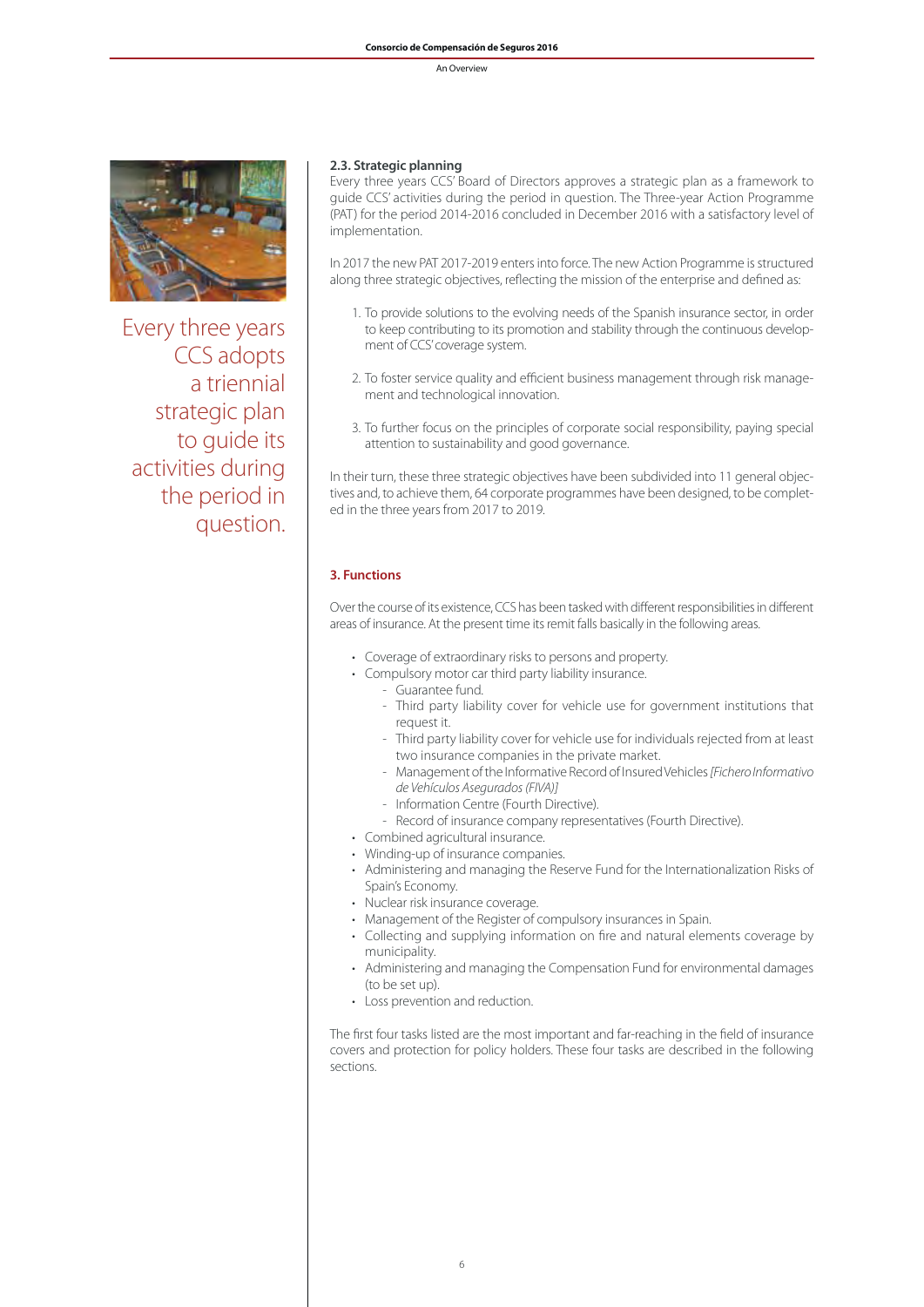Every three years CCS adopts a triennial strategic plan to guide its activities during the period in question.

### 2.3. Strategic planning

Every three years CCS' Board of Directors approves a strategic plan as a framework to guide CCS' activities during the period in question. The Three-year Action Programme (PAT) for the period 2014-2016 concluded in December 2016 with a satisfactory level of implementation.

In 2017 the new PAT 2017-2019 enters into force. The new Action Programme is structured along three strategic objectives, reflecting the mission of the enterprise and defined as:

1. To provide solutions to the evolving needs of the Spanish insurance sector, in order to keep contributing to its promotion and stability through the continuous development of CCS' coverage system.
2. To foster service quality and efficient business management through risk management and technological innovation.
3. To further focus on the principles of corporate social responsibility, paying special attention to sustainability and good governance.

In their turn, these three strategic objectives have been subdivided into 11 general objectives and, to achieve them, 64 corporate programmes have been designed, to be completed in the three years from 2017 to 2019.

## 3. Functions

Over the course of its existence, CCS has been tasked with different responsibilities in different areas of insurance. At the present time its remit falls basically in the following areas.

- Coverage of extraordinary risks to persons and property.
- Compulsory motor car third party liability insurance.
  - Guarantee fund.
  - Third party liability cover for vehicle use for government institutions that request it.
  - Third party liability cover for vehicle use for individuals rejected from at least two insurance companies in the private market.
  - Management of the Informative Record of Insured Vehicles *[Fichero Informativo de Vehículos Asegurados (FIVA)]*
  - Information Centre (Fourth Directive).
  - Record of insurance company representatives (Fourth Directive).
- Combined agricultural insurance.
- Winding-up of insurance companies.
- Administering and managing the Reserve Fund for the Internationalization Risks of Spain's Economy.
- Nuclear risk insurance coverage.
- Management of the Register of compulsory insurances in Spain.
- Collecting and supplying information on fire and natural elements coverage by municipality.
- Administering and managing the Compensation Fund for environmental damages (to be set up).
- Loss prevention and reduction.

The first four tasks listed are the most important and far-reaching in the field of insurance covers and protection for policy holders. These four tasks are described in the following sections.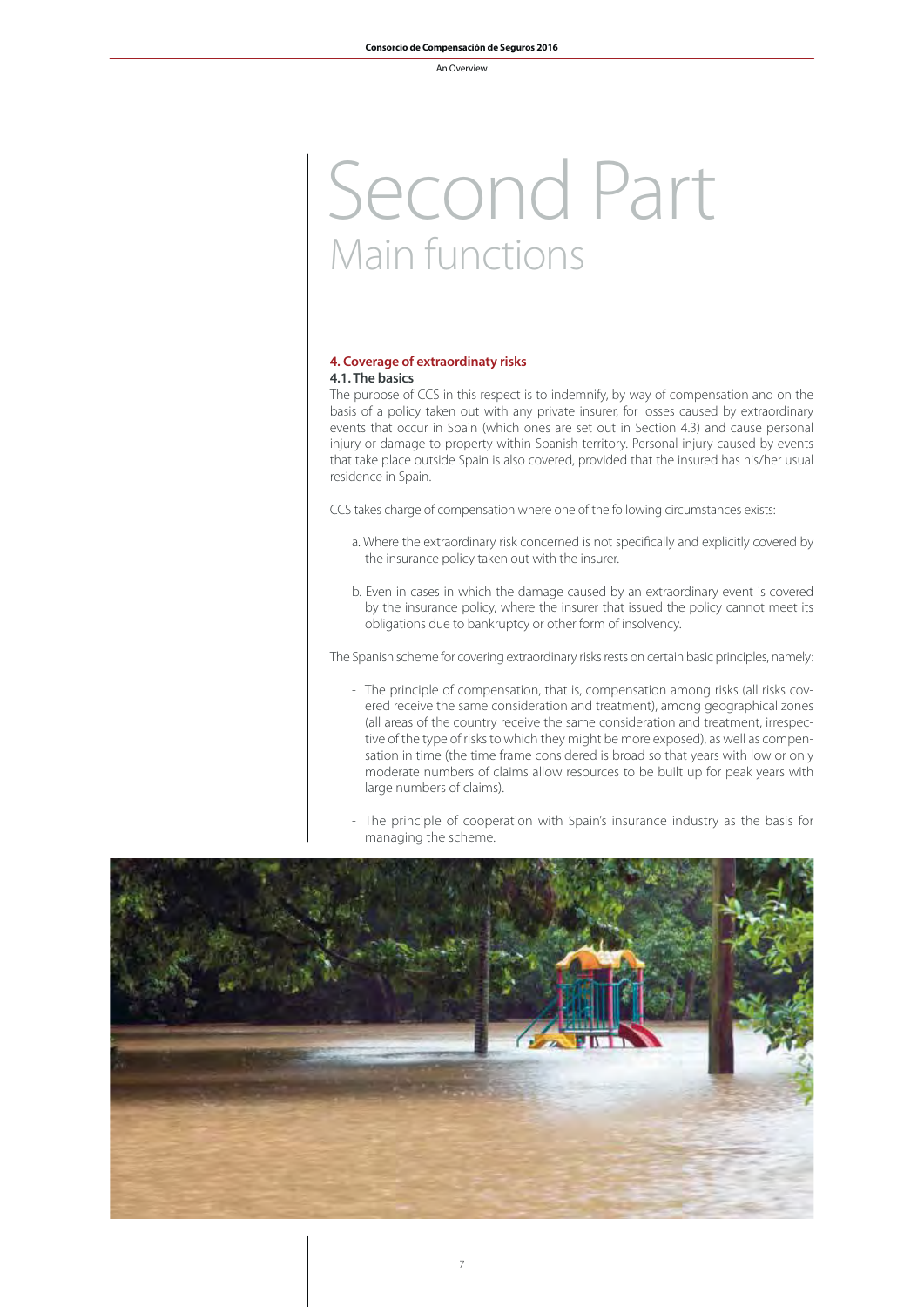# Second Part
## Main functions

### 4. Coverage of extraordinaty risks

#### 4.1. The basics

The purpose of CCS in this respect is to indemnify, by way of compensation and on the basis of a policy taken out with any private insurer, for losses caused by extraordinary events that occur in Spain (which ones are set out in Section 4.3) and cause personal injury or damage to property within Spanish territory. Personal injury caused by events that take place outside Spain is also covered, provided that the insured has his/her usual residence in Spain.

CCS takes charge of compensation where one of the following circumstances exists:

a. Where the extraordinary risk concerned is not specifically and explicitly covered by the insurance policy taken out with the insurer.

b. Even in cases in which the damage caused by an extraordinary event is covered by the insurance policy, where the insurer that issued the policy cannot meet its obligations due to bankruptcy or other form of insolvency.

The Spanish scheme for covering extraordinary risks rests on certain basic principles, namely:

- The principle of compensation, that is, compensation among risks (all risks covered receive the same consideration and treatment), among geographical zones (all areas of the country receive the same consideration and treatment, irrespective of the type of risks to which they might be more exposed), as well as compensation in time (the time frame considered is broad so that years with low or only moderate numbers of claims allow resources to be built up for peak years with large numbers of claims).
- The principle of cooperation with Spain's insurance industry as the basis for managing the scheme.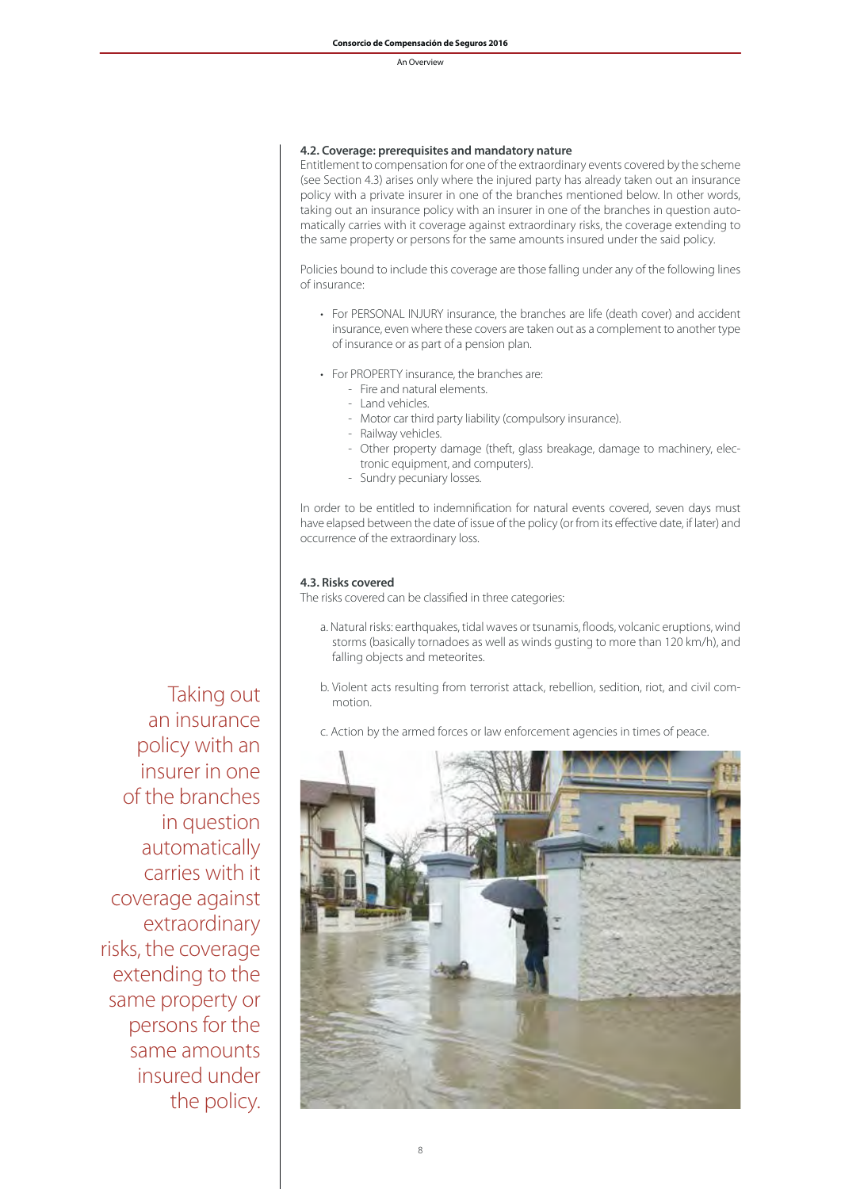### 4.2. Coverage: prerequisites and mandatory nature

Entitlement to compensation for one of the extraordinary events covered by the scheme (see Section 4.3) arises only where the injured party has already taken out an insurance policy with a private insurer in one of the branches mentioned below. In other words, taking out an insurance policy with an insurer in one of the branches in question automatically carries with it coverage against extraordinary risks, the coverage extending to the same property or persons for the same amounts insured under the said policy.

Policies bound to include this coverage are those falling under any of the following lines of insurance:

- For PERSONAL INJURY insurance, the branches are life (death cover) and accident insurance, even where these covers are taken out as a complement to another type of insurance or as part of a pension plan.
- For PROPERTY insurance, the branches are:
  - Fire and natural elements.
  - Land vehicles.
  - Motor car third party liability (compulsory insurance).
  - Railway vehicles.
  - Other property damage (theft, glass breakage, damage to machinery, electronic equipment, and computers).
  - Sundry pecuniary losses.

In order to be entitled to indemnification for natural events covered, seven days must have elapsed between the date of issue of the policy (or from its effective date, if later) and occurrence of the extraordinary loss.

### 4.3. Risks covered

The risks covered can be classified in three categories:

a. Natural risks: earthquakes, tidal waves or tsunamis, floods, volcanic eruptions, wind storms (basically tornadoes as well as winds gusting to more than 120 km/h), and falling objects and meteorites.

b. Violent acts resulting from terrorist attack, rebellion, sedition, riot, and civil commotion.

c. Action by the armed forces or law enforcement agencies in times of peace.

Taking out an insurance policy with an insurer in one of the branches in question automatically carries with it coverage against extraordinary risks, the coverage extending to the same property or persons for the same amounts insured under the policy.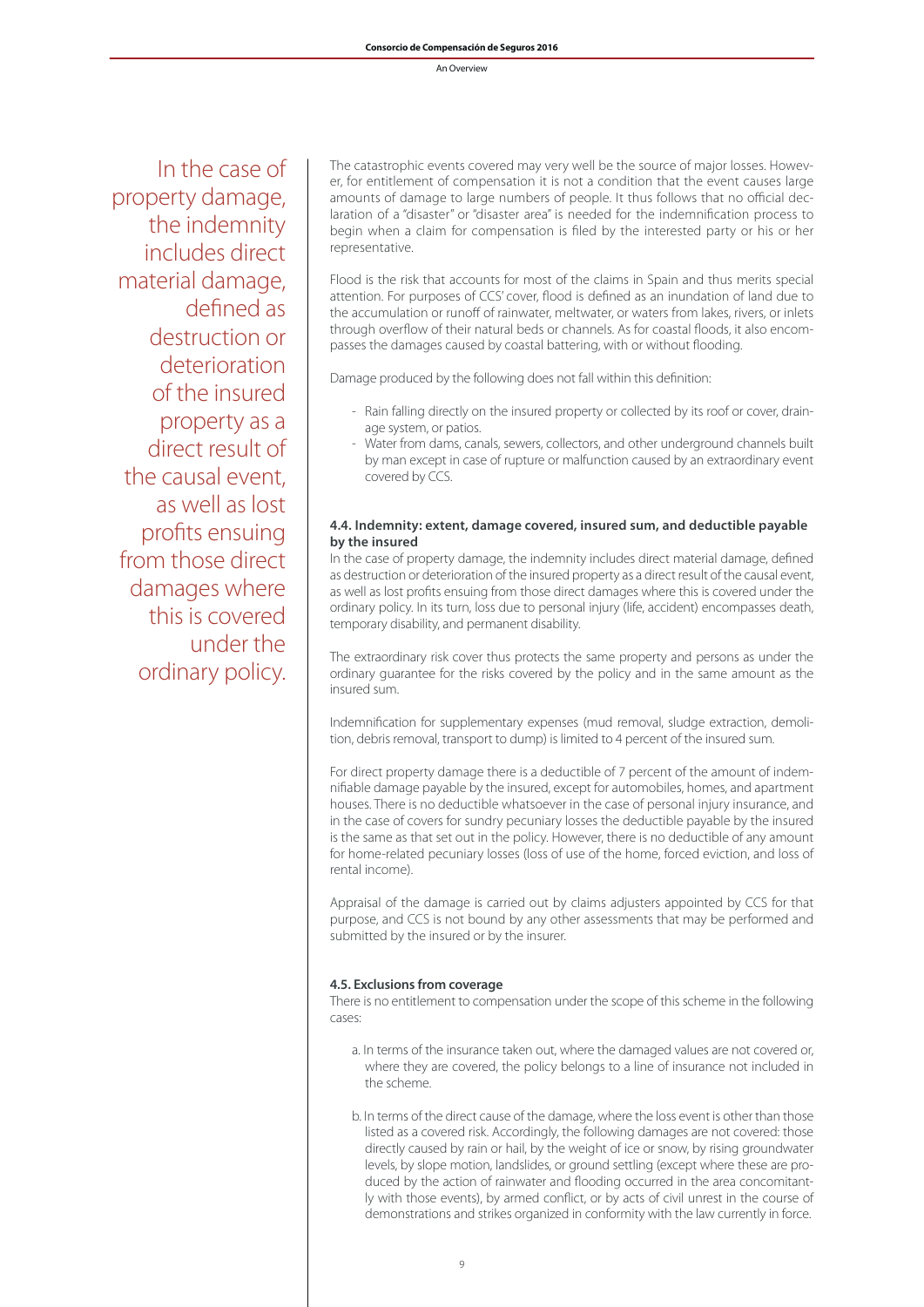In the case of property damage, the indemnity includes direct material damage, defined as destruction or deterioration of the insured property as a direct result of the causal event, as well as lost profits ensuing from those direct damages where this is covered under the ordinary policy.

The catastrophic events covered may very well be the source of major losses. However, for entitlement of compensation it is not a condition that the event causes large amounts of damage to large numbers of people. It thus follows that no official declaration of a "disaster" or "disaster area" is needed for the indemnification process to begin when a claim for compensation is filed by the interested party or his or her representative.

Flood is the risk that accounts for most of the claims in Spain and thus merits special attention. For purposes of CCS' cover, flood is defined as an inundation of land due to the accumulation or runoff of rainwater, meltwater, or waters from lakes, rivers, or inlets through overflow of their natural beds or channels. As for coastal floods, it also encompasses the damages caused by coastal battering, with or without flooding.

Damage produced by the following does not fall within this definition:

- Rain falling directly on the insured property or collected by its roof or cover, drainage system, or patios.
- Water from dams, canals, sewers, collectors, and other underground channels built by man except in case of rupture or malfunction caused by an extraordinary event covered by CCS.

#### 4.4. Indemnity: extent, damage covered, insured sum, and deductible payable by the insured

In the case of property damage, the indemnity includes direct material damage, defined as destruction or deterioration of the insured property as a direct result of the causal event, as well as lost profits ensuing from those direct damages where this is covered under the ordinary policy. In its turn, loss due to personal injury (life, accident) encompasses death, temporary disability, and permanent disability.

The extraordinary risk cover thus protects the same property and persons as under the ordinary guarantee for the risks covered by the policy and in the same amount as the insured sum.

Indemnification for supplementary expenses (mud removal, sludge extraction, demolition, debris removal, transport to dump) is limited to 4 percent of the insured sum.

For direct property damage there is a deductible of 7 percent of the amount of indemnifiable damage payable by the insured, except for automobiles, homes, and apartment houses. There is no deductible whatsoever in the case of personal injury insurance, and in the case of covers for sundry pecuniary losses the deductible payable by the insured is the same as that set out in the policy. However, there is no deductible of any amount for home-related pecuniary losses (loss of use of the home, forced eviction, and loss of rental income).

Appraisal of the damage is carried out by claims adjusters appointed by CCS for that purpose, and CCS is not bound by any other assessments that may be performed and submitted by the insured or by the insurer.

#### 4.5. Exclusions from coverage

There is no entitlement to compensation under the scope of this scheme in the following cases:

a. In terms of the insurance taken out, where the damaged values are not covered or, where they are covered, the policy belongs to a line of insurance not included in the scheme.

b. In terms of the direct cause of the damage, where the loss event is other than those listed as a covered risk. Accordingly, the following damages are not covered: those directly caused by rain or hail, by the weight of ice or snow, by rising groundwater levels, by slope motion, landslides, or ground settling (except where these are produced by the action of rainwater and flooding occurred in the area concomitantly with those events), by armed conflict, or by acts of civil unrest in the course of demonstrations and strikes organized in conformity with the law currently in force.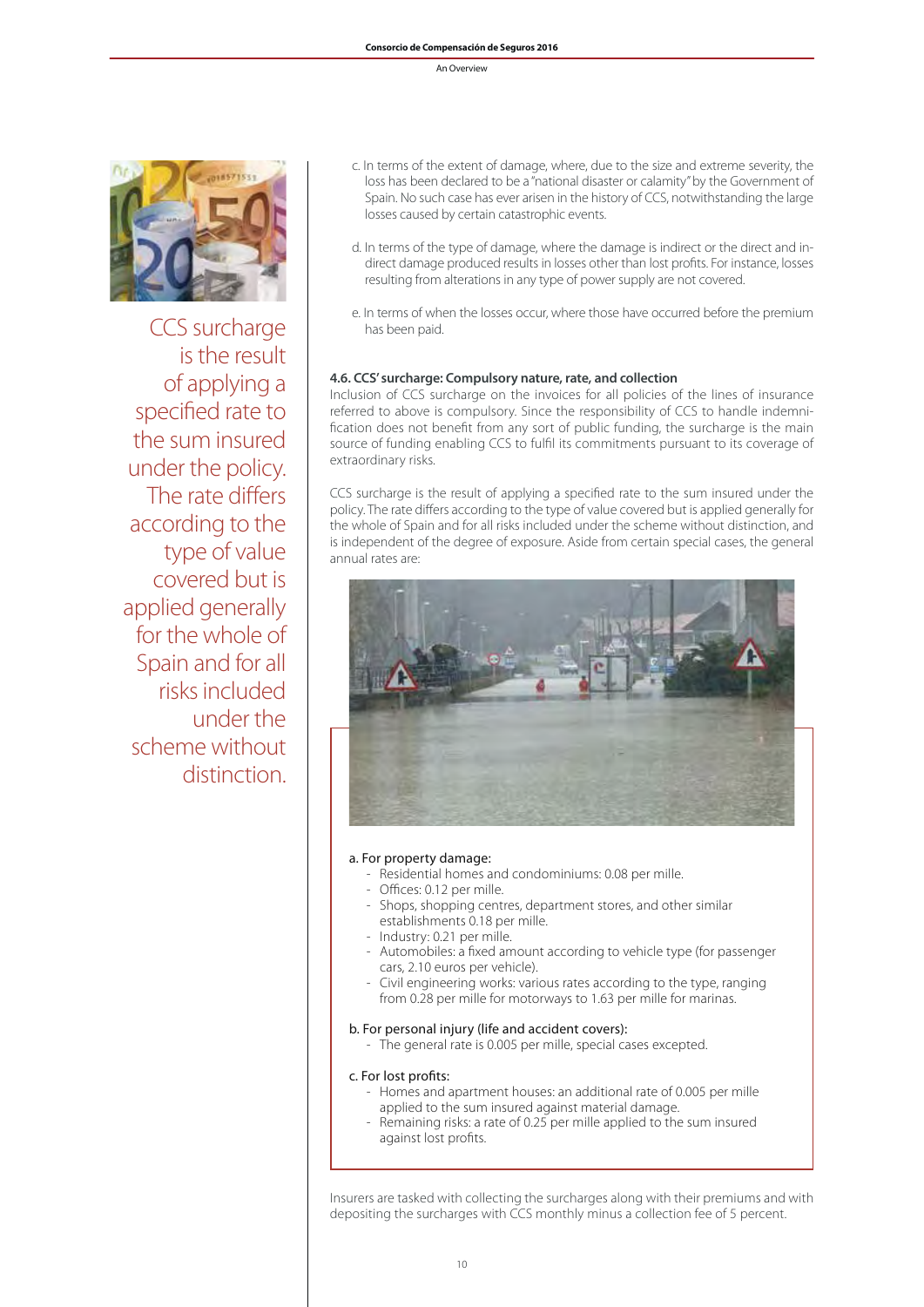CCS surcharge is the result of applying a specified rate to the sum insured under the policy. The rate differs according to the type of value covered but is applied generally for the whole of Spain and for all risks included under the scheme without distinction.

c. In terms of the extent of damage, where, due to the size and extreme severity, the loss has been declared to be a "national disaster or calamity" by the Government of Spain. No such case has ever arisen in the history of CCS, notwithstanding the large losses caused by certain catastrophic events.

d. In terms of the type of damage, where the damage is indirect or the direct and indirect damage produced results in losses other than lost profits. For instance, losses resulting from alterations in any type of power supply are not covered.

e. In terms of when the losses occur, where those have occurred before the premium has been paid.

**4.6. CCS' surcharge: Compulsory nature, rate, and collection**

Inclusion of CCS surcharge on the invoices for all policies of the lines of insurance referred to above is compulsory. Since the responsibility of CCS to handle indemnification does not benefit from any sort of public funding, the surcharge is the main source of funding enabling CCS to fulfil its commitments pursuant to its coverage of extraordinary risks.

CCS surcharge is the result of applying a specified rate to the sum insured under the policy. The rate differs according to the type of value covered but is applied generally for the whole of Spain and for all risks included under the scheme without distinction, and is independent of the degree of exposure. Aside from certain special cases, the general annual rates are:

a. For property damage:
- Residential homes and condominiums: 0.08 per mille.
- Offices: 0.12 per mille.
- Shops, shopping centres, department stores, and other similar establishments 0.18 per mille.
- Industry: 0.21 per mille.
- Automobiles: a fixed amount according to vehicle type (for passenger cars, 2.10 euros per vehicle).
- Civil engineering works: various rates according to the type, ranging from 0.28 per mille for motorways to 1.63 per mille for marinas.

b. For personal injury (life and accident covers):
- The general rate is 0.005 per mille, special cases excepted.

c. For lost profits:
- Homes and apartment houses: an additional rate of 0.005 per mille applied to the sum insured against material damage.
- Remaining risks: a rate of 0.25 per mille applied to the sum insured against lost profits.

Insurers are tasked with collecting the surcharges along with their premiums and with depositing the surcharges with CCS monthly minus a collection fee of 5 percent.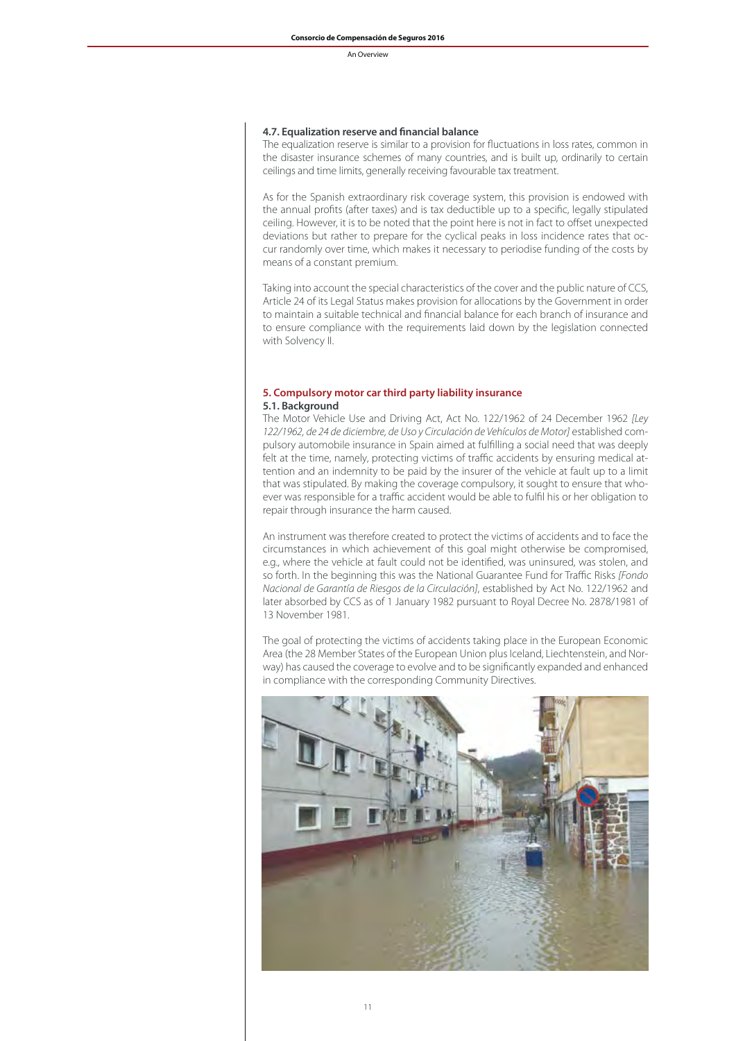### 4.7. Equalization reserve and financial balance

The equalization reserve is similar to a provision for fluctuations in loss rates, common in the disaster insurance schemes of many countries, and is built up, ordinarily to certain ceilings and time limits, generally receiving favourable tax treatment.

As for the Spanish extraordinary risk coverage system, this provision is endowed with the annual profits (after taxes) and is tax deductible up to a specific, legally stipulated ceiling. However, it is to be noted that the point here is not in fact to offset unexpected deviations but rather to prepare for the cyclical peaks in loss incidence rates that occur randomly over time, which makes it necessary to periodise funding of the costs by means of a constant premium.

Taking into account the special characteristics of the cover and the public nature of CCS, Article 24 of its Legal Status makes provision for allocations by the Government in order to maintain a suitable technical and financial balance for each branch of insurance and to ensure compliance with the requirements laid down by the legislation connected with Solvency II.

## 5. Compulsory motor car third party liability insurance

### 5.1. Background

The Motor Vehicle Use and Driving Act, Act No. 122/1962 of 24 December 1962 *[Ley 122/1962, de 24 de diciembre, de Uso y Circulación de Vehículos de Motor]* established compulsory automobile insurance in Spain aimed at fulfilling a social need that was deeply felt at the time, namely, protecting victims of traffic accidents by ensuring medical attention and an indemnity to be paid by the insurer of the vehicle at fault up to a limit that was stipulated. By making the coverage compulsory, it sought to ensure that whoever was responsible for a traffic accident would be able to fulfil his or her obligation to repair through insurance the harm caused.

An instrument was therefore created to protect the victims of accidents and to face the circumstances in which achievement of this goal might otherwise be compromised, e.g., where the vehicle at fault could not be identified, was uninsured, was stolen, and so forth. In the beginning this was the National Guarantee Fund for Traffic Risks *[Fondo Nacional de Garantía de Riesgos de la Circulación]*, established by Act No. 122/1962 and later absorbed by CCS as of 1 January 1982 pursuant to Royal Decree No. 2878/1981 of 13 November 1981.

The goal of protecting the victims of accidents taking place in the European Economic Area (the 28 Member States of the European Union plus Iceland, Liechtenstein, and Norway) has caused the coverage to evolve and to be significantly expanded and enhanced in compliance with the corresponding Community Directives.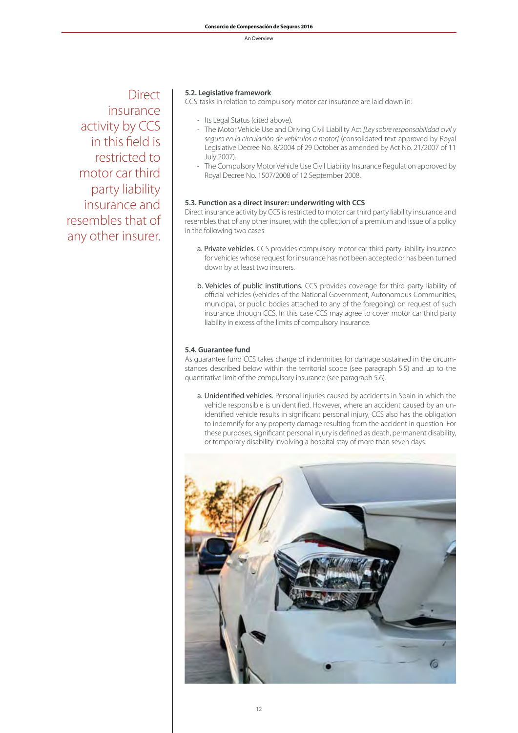Direct insurance activity by CCS in this field is restricted to motor car third party liability insurance and resembles that of any other insurer.

### 5.2. Legislative framework

CCS' tasks in relation to compulsory motor car insurance are laid down in:

- Its Legal Status (cited above).
- The Motor Vehicle Use and Driving Civil Liability Act *[Ley sobre responsabilidad civil y seguro en la circulación de vehículos a motor]* (consolidated text approved by Royal Legislative Decree No. 8/2004 of 29 October as amended by Act No. 21/2007 of 11 July 2007).
- The Compulsory Motor Vehicle Use Civil Liability Insurance Regulation approved by Royal Decree No. 1507/2008 of 12 September 2008.

### 5.3. Function as a direct insurer: underwriting with CCS

Direct insurance activity by CCS is restricted to motor car third party liability insurance and resembles that of any other insurer, with the collection of a premium and issue of a policy in the following two cases:

a. Private vehicles. CCS provides compulsory motor car third party liability insurance for vehicles whose request for insurance has not been accepted or has been turned down by at least two insurers.

b. Vehicles of public institutions. CCS provides coverage for third party liability of official vehicles (vehicles of the National Government, Autonomous Communities, municipal, or public bodies attached to any of the foregoing) on request of such insurance through CCS. In this case CCS may agree to cover motor car third party liability in excess of the limits of compulsory insurance.

### 5.4. Guarantee fund

As guarantee fund CCS takes charge of indemnities for damage sustained in the circumstances described below within the territorial scope (see paragraph 5.5) and up to the quantitative limit of the compulsory insurance (see paragraph 5.6).

a. Unidentified vehicles. Personal injuries caused by accidents in Spain in which the vehicle responsible is unidentified. However, where an accident caused by an unidentified vehicle results in significant personal injury, CCS also has the obligation to indemnify for any property damage resulting from the accident in question. For these purposes, significant personal injury is defined as death, permanent disability, or temporary disability involving a hospital stay of more than seven days.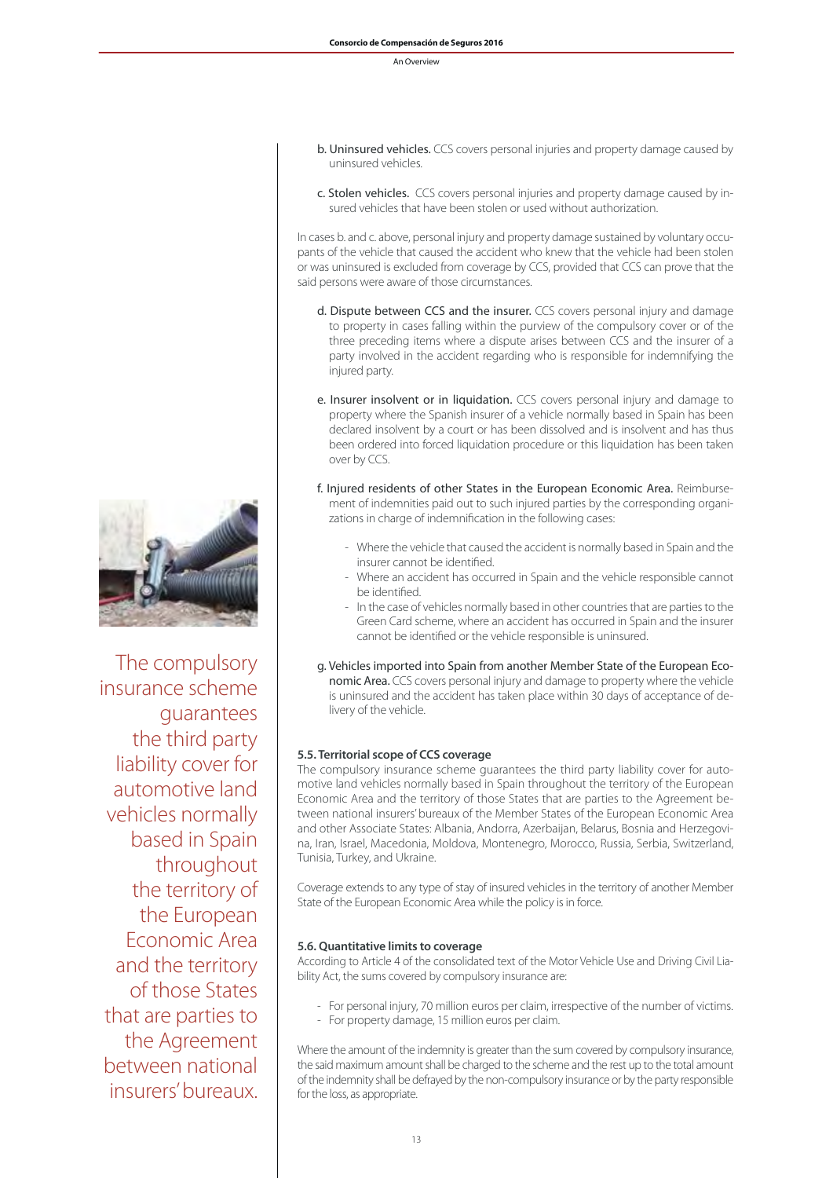b. **Uninsured vehicles.** CCS covers personal injuries and property damage caused by uninsured vehicles.

c. **Stolen vehicles.** CCS covers personal injuries and property damage caused by insured vehicles that have been stolen or used without authorization.

In cases b. and c. above, personal injury and property damage sustained by voluntary occupants of the vehicle that caused the accident who knew that the vehicle had been stolen or was uninsured is excluded from coverage by CCS, provided that CCS can prove that the said persons were aware of those circumstances.

d. **Dispute between CCS and the insurer.** CCS covers personal injury and damage to property in cases falling within the purview of the compulsory cover or of the three preceding items where a dispute arises between CCS and the insurer of a party involved in the accident regarding who is responsible for indemnifying the injured party.

e. **Insurer insolvent or in liquidation.** CCS covers personal injury and damage to property where the Spanish insurer of a vehicle normally based in Spain has been declared insolvent by a court or has been dissolved and is insolvent and has thus been ordered into forced liquidation procedure or this liquidation has been taken over by CCS.

f. **Injured residents of other States in the European Economic Area.** Reimbursement of indemnities paid out to such injured parties by the corresponding organizations in charge of indemnification in the following cases:

- Where the vehicle that caused the accident is normally based in Spain and the insurer cannot be identified.
- Where an accident has occurred in Spain and the vehicle responsible cannot be identified.
- In the case of vehicles normally based in other countries that are parties to the Green Card scheme, where an accident has occurred in Spain and the insurer cannot be identified or the vehicle responsible is uninsured.

g. **Vehicles imported into Spain from another Member State of the European Economic Area.** CCS covers personal injury and damage to property where the vehicle is uninsured and the accident has taken place within 30 days of acceptance of delivery of the vehicle.

The compulsory insurance scheme guarantees the third party liability cover for automotive land vehicles normally based in Spain throughout the territory of the European Economic Area and the territory of those States that are parties to the Agreement between national insurers' bureaux.

### 5.5. Territorial scope of CCS coverage

The compulsory insurance scheme guarantees the third party liability cover for automotive land vehicles normally based in Spain throughout the territory of the European Economic Area and the territory of those States that are parties to the Agreement between national insurers' bureaux of the Member States of the European Economic Area and other Associate States: Albania, Andorra, Azerbaijan, Belarus, Bosnia and Herzegovina, Iran, Israel, Macedonia, Moldova, Montenegro, Morocco, Russia, Serbia, Switzerland, Tunisia, Turkey, and Ukraine.

Coverage extends to any type of stay of insured vehicles in the territory of another Member State of the European Economic Area while the policy is in force.

### 5.6. Quantitative limits to coverage

According to Article 4 of the consolidated text of the Motor Vehicle Use and Driving Civil Liability Act, the sums covered by compulsory insurance are:

- For personal injury, 70 million euros per claim, irrespective of the number of victims.
- For property damage, 15 million euros per claim.

Where the amount of the indemnity is greater than the sum covered by compulsory insurance, the said maximum amount shall be charged to the scheme and the rest up to the total amount of the indemnity shall be defrayed by the non-compulsory insurance or by the party responsible for the loss, as appropriate.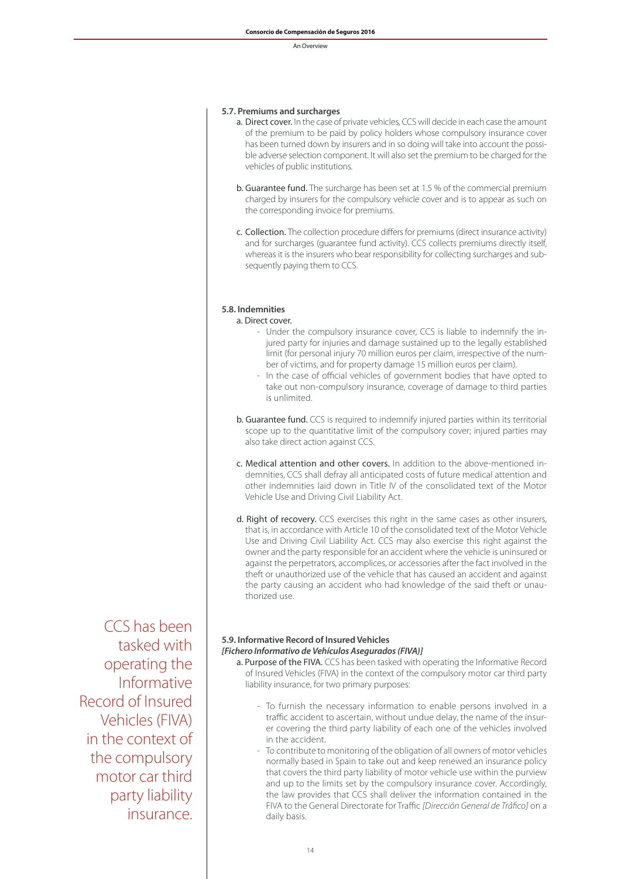### 5.7. Premiums and surcharges

a. **Direct cover.** In the case of private vehicles, CCS will decide in each case the amount of the premium to be paid by policy holders whose compulsory insurance cover has been turned down by insurers and in so doing will take into account the possible adverse selection component. It will also set the premium to be charged for the vehicles of public institutions.

b. **Guarantee fund.** The surcharge has been set at 1.5 % of the commercial premium charged by insurers for the compulsory vehicle cover and is to appear as such on the corresponding invoice for premiums.

c. **Collection.** The collection procedure differs for premiums (direct insurance activity) and for surcharges (guarantee fund activity). CCS collects premiums directly itself, whereas it is the insurers who bear responsibility for collecting surcharges and subsequently paying them to CCS.

### 5.8. Indemnities

a. Direct cover.

- Under the compulsory insurance cover, CCS is liable to indemnify the injured party for injuries and damage sustained up to the legally established limit (for personal injury 70 million euros per claim, irrespective of the number of victims, and for property damage 15 million euros per claim).
- In the case of official vehicles of government bodies that have opted to take out non-compulsory insurance, coverage of damage to third parties is unlimited.

b. **Guarantee fund.** CCS is required to indemnify injured parties within its territorial scope up to the quantitative limit of the compulsory cover; injured parties may also take direct action against CCS.

c. **Medical attention and other covers.** In addition to the above-mentioned indemnities, CCS shall defray all anticipated costs of future medical attention and other indemnities laid down in Title IV of the consolidated text of the Motor Vehicle Use and Driving Civil Liability Act.

d. **Right of recovery.** CCS exercises this right in the same cases as other insurers, that is, in accordance with Article 10 of the consolidated text of the Motor Vehicle Use and Driving Civil Liability Act. CCS may also exercise this right against the owner and the party responsible for an accident where the vehicle is uninsured or against the perpetrators, accomplices, or accessories after the fact involved in the theft or unauthorized use of the vehicle that has caused an accident and against the party causing an accident who had knowledge of the said theft or unauthorized use.

CCS has been tasked with operating the Informative Record of Insured Vehicles (FIVA) in the context of the compulsory motor car third party liability insurance.

### 5.9. Informative Record of Insured Vehicles *[Fichero Informativo de Vehículos Asegurados (FIVA)]*

a. **Purpose of the FIVA.** CCS has been tasked with operating the Informative Record of Insured Vehicles (FIVA) in the context of the compulsory motor car third party liability insurance, for two primary purposes:

- To furnish the necessary information to enable persons involved in a traffic accident to ascertain, without undue delay, the name of the insurer covering the third party liability of each one of the vehicles involved in the accident.
- To contribute to monitoring of the obligation of all owners of motor vehicles normally based in Spain to take out and keep renewed an insurance policy that covers the third party liability of motor vehicle use within the purview and up to the limits set by the compulsory insurance cover. Accordingly, the law provides that CCS shall deliver the information contained in the FIVA to the General Directorate for Traffic *[Dirección General de Tráfico]* on a daily basis.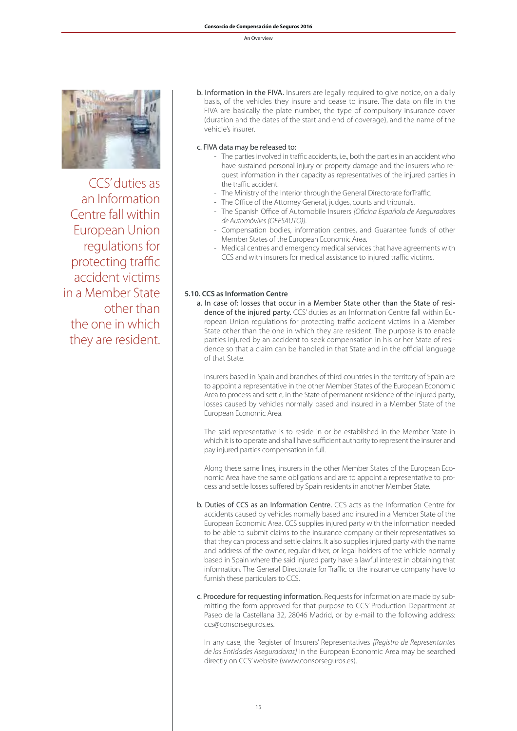CCS' duties as an Information Centre fall within European Union regulations for protecting traffic accident victims in a Member State other than the one in which they are resident.

b. Information in the FIVA. Insurers are legally required to give notice, on a daily basis, of the vehicles they insure and cease to insure. The data on file in the FIVA are basically the plate number, the type of compulsory insurance cover (duration and the dates of the start and end of coverage), and the name of the vehicle's insurer.

c. FIVA data may be released to:

- The parties involved in traffic accidents, i.e., both the parties in an accident who have sustained personal injury or property damage and the insurers who request information in their capacity as representatives of the injured parties in the traffic accident.
- The Ministry of the Interior through the General Directorate forTraffic.
- The Office of the Attorney General, judges, courts and tribunals.
- The Spanish Office of Automobile Insurers *[Oficina Española de Aseguradores de Automóviles (OFESAUTO)]*.
- Compensation bodies, information centres, and Guarantee funds of other Member States of the European Economic Area.
- Medical centres and emergency medical services that have agreements with CCS and with insurers for medical assistance to injured traffic victims.

### 5.10. CCS as Information Centre

a. In case of: losses that occur in a Member State other than the State of residence of the injured party. CCS' duties as an Information Centre fall within European Union regulations for protecting traffic accident victims in a Member State other than the one in which they are resident. The purpose is to enable parties injured by an accident to seek compensation in his or her State of residence so that a claim can be handled in that State and in the official language of that State.

Insurers based in Spain and branches of third countries in the territory of Spain are to appoint a representative in the other Member States of the European Economic Area to process and settle, in the State of permanent residence of the injured party, losses caused by vehicles normally based and insured in a Member State of the European Economic Area.

The said representative is to reside in or be established in the Member State in which it is to operate and shall have sufficient authority to represent the insurer and pay injured parties compensation in full.

Along these same lines, insurers in the other Member States of the European Economic Area have the same obligations and are to appoint a representative to process and settle losses suffered by Spain residents in another Member State.

b. Duties of CCS as an Information Centre. CCS acts as the Information Centre for accidents caused by vehicles normally based and insured in a Member State of the European Economic Area. CCS supplies injured party with the information needed to be able to submit claims to the insurance company or their representatives so that they can process and settle claims. It also supplies injured party with the name and address of the owner, regular driver, or legal holders of the vehicle normally based in Spain where the said injured party have a lawful interest in obtaining that information. The General Directorate for Traffic or the insurance company have to furnish these particulars to CCS.

c. Procedure for requesting information. Requests for information are made by submitting the form approved for that purpose to CCS' Production Department at Paseo de la Castellana 32, 28046 Madrid, or by e-mail to the following address: ccs@consorseguros.es.

In any case, the Register of Insurers' Representatives *[Registro de Representantes de las Entidades Aseguradoras]* in the European Economic Area may be searched directly on CCS' website (www.consorseguros.es).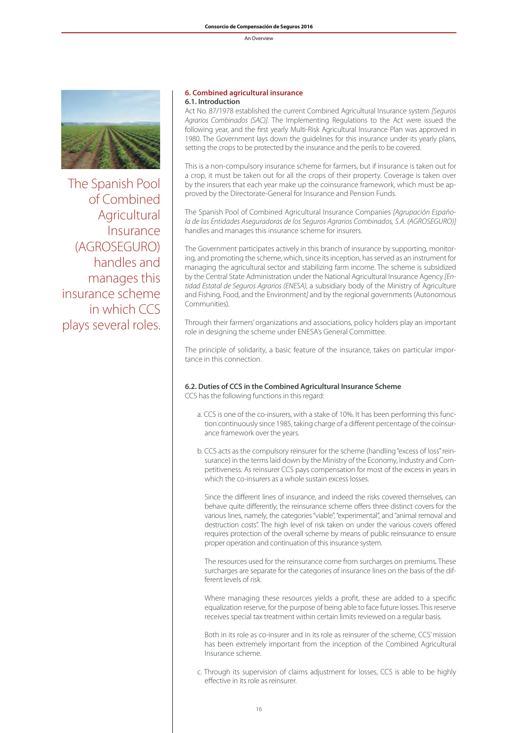The Spanish Pool of Combined Agricultural Insurance (AGROSEGURO) handles and manages this insurance scheme in which CCS plays several roles.

## 6. Combined agricultural insurance

### 6.1. Introduction

Act No. 87/1978 established the current Combined Agricultural Insurance system *[Seguros Agrarios Combinados (SAC)]*. The Implementing Regulations to the Act were issued the following year, and the first yearly Multi-Risk Agricultural Insurance Plan was approved in 1980. The Government lays down the guidelines for this insurance under its yearly plans, setting the crops to be protected by the insurance and the perils to be covered.

This is a non-compulsory insurance scheme for farmers, but if insurance is taken out for a crop, it must be taken out for all the crops of their property. Coverage is taken over by the insurers that each year make up the coinsurance framework, which must be approved by the Directorate-General for Insurance and Pension Funds.

The Spanish Pool of Combined Agricultural Insurance Companies *[Agrupación Española de las Entidades Aseguradoras de los Seguros Agrarios Combinados, S.A. (AGROSEGURO)]* handles and manages this insurance scheme for insurers.

The Government participates actively in this branch of insurance by supporting, monitoring, and promoting the scheme, which, since its inception, has served as an instrument for managing the agricultural sector and stabilizing farm income. The scheme is subsidized by the Central State Administration under the National Agricultural Insurance Agency *[Entidad Estatal de Seguros Agrarios (ENESA)*, a subsidiary body of the Ministry of Agriculture and Fishing, Food, and the Environment*]* and by the regional governments (Autonomous Communities).

Through their farmers' organizations and associations, policy holders play an important role in designing the scheme under ENESA's General Committee.

The principle of solidarity, a basic feature of the insurance, takes on particular importance in this connection.

### 6.2. Duties of CCS in the Combined Agricultural Insurance Scheme

CCS has the following functions in this regard:

a. CCS is one of the co-insurers, with a stake of 10%. It has been performing this function continuously since 1985, taking charge of a different percentage of the coinsurance framework over the years.

b. CCS acts as the compulsory reinsurer for the scheme (handling "excess of loss" reinsurance) in the terms laid down by the Ministry of the Economy, Industry and Competitiveness. As reinsurer CCS pays compensation for most of the excess in years in which the co-insurers as a whole sustain excess losses.

   Since the different lines of insurance, and indeed the risks covered themselves, can behave quite differently, the reinsurance scheme offers three distinct covers for the various lines, namely, the categories "viable", "experimental", and "animal removal and destruction costs". The high level of risk taken on under the various covers offered requires protection of the overall scheme by means of public reinsurance to ensure proper operation and continuation of this insurance system.

   The resources used for the reinsurance come from surcharges on premiums. These surcharges are separate for the categories of insurance lines on the basis of the different levels of risk.

   Where managing these resources yields a profit, these are added to a specific equalization reserve, for the purpose of being able to face future losses. This reserve receives special tax treatment within certain limits reviewed on a regular basis.

   Both in its role as co-insurer and in its role as reinsurer of the scheme, CCS' mission has been extremely important from the inception of the Combined Agricultural Insurance scheme.

c. Through its supervision of claims adjustment for losses, CCS is able to be highly effective in its role as reinsurer.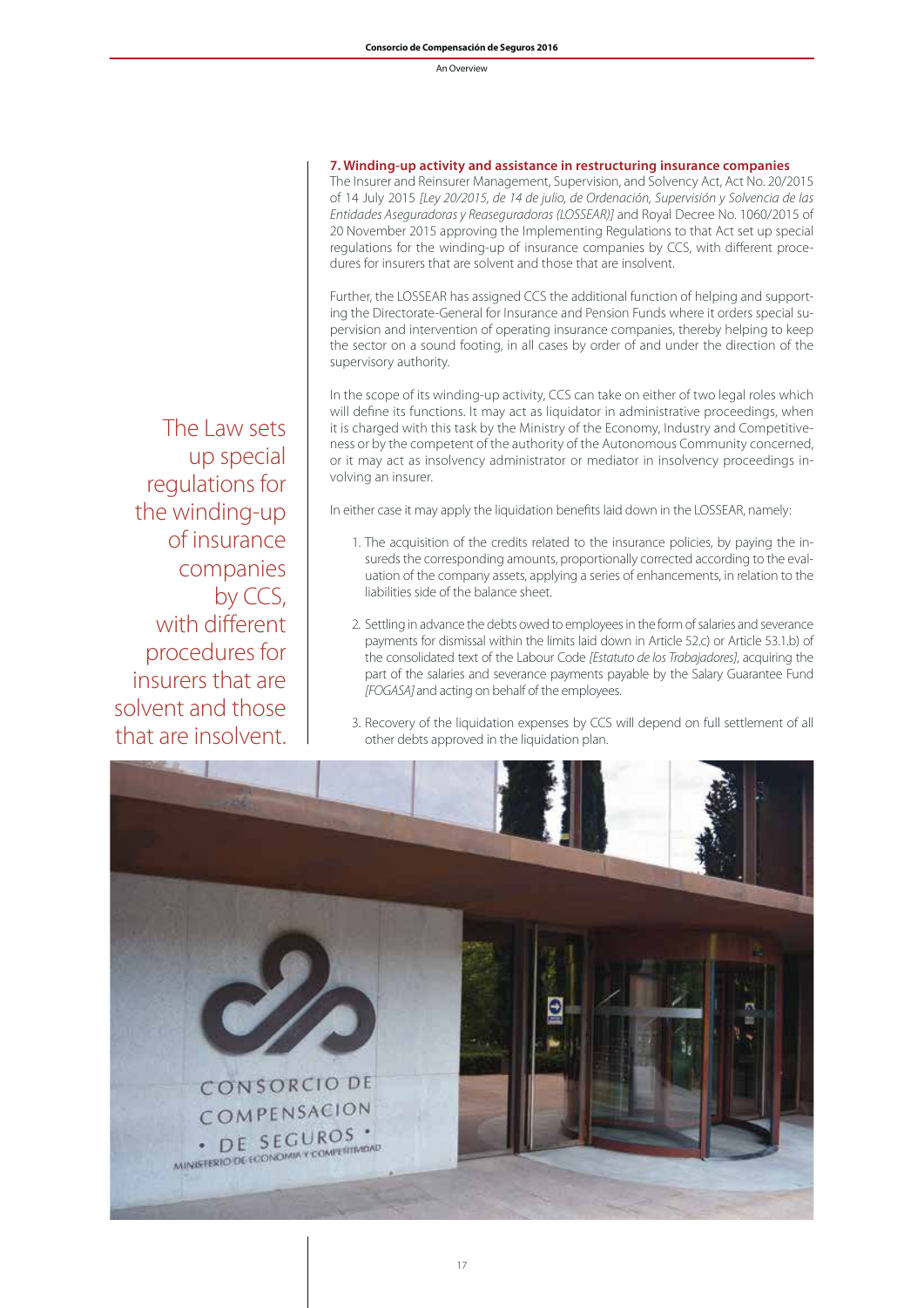## 7. Winding-up activity and assistance in restructuring insurance companies

The Insurer and Reinsurer Management, Supervision, and Solvency Act, Act No. 20/2015 of 14 July 2015 *[Ley 20/2015, de 14 de julio, de Ordenación, Supervisión y Solvencia de las Entidades Aseguradoras y Reaseguradoras (LOSSEAR)]* and Royal Decree No. 1060/2015 of 20 November 2015 approving the Implementing Regulations to that Act set up special regulations for the winding-up of insurance companies by CCS, with different procedures for insurers that are solvent and those that are insolvent.

Further, the LOSSEAR has assigned CCS the additional function of helping and supporting the Directorate-General for Insurance and Pension Funds where it orders special supervision and intervention of operating insurance companies, thereby helping to keep the sector on a sound footing, in all cases by order of and under the direction of the supervisory authority.

In the scope of its winding-up activity, CCS can take on either of two legal roles which will define its functions. It may act as liquidator in administrative proceedings, when it is charged with this task by the Ministry of the Economy, Industry and Competitiveness or by the competent of the authority of the Autonomous Community concerned, or it may act as insolvency administrator or mediator in insolvency proceedings involving an insurer.

> The Law sets up special regulations for the winding-up of insurance companies by CCS, with different procedures for insurers that are solvent and those that are insolvent.

In either case it may apply the liquidation benefits laid down in the LOSSEAR, namely:

1. The acquisition of the credits related to the insurance policies, by paying the insureds the corresponding amounts, proportionally corrected according to the evaluation of the company assets, applying a series of enhancements, in relation to the liabilities side of the balance sheet.
2. Settling in advance the debts owed to employees in the form of salaries and severance payments for dismissal within the limits laid down in Article 52.c) or Article 53.1.b) of the consolidated text of the Labour Code *[Estatuto de los Trabajadores]*, acquiring the part of the salaries and severance payments payable by the Salary Guarantee Fund *[FOGASA]* and acting on behalf of the employees.
3. Recovery of the liquidation expenses by CCS will depend on full settlement of all other debts approved in the liquidation plan.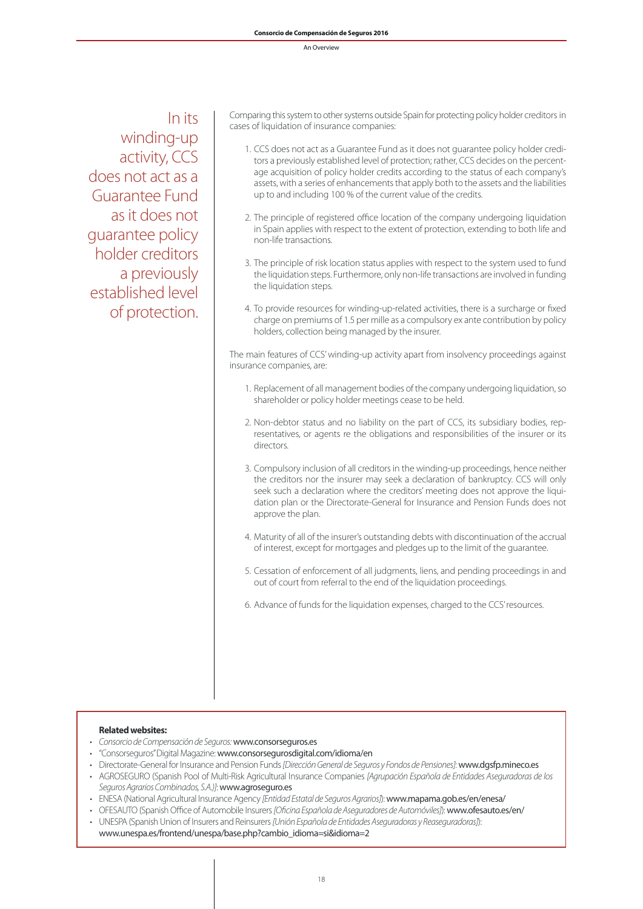> In its winding-up activity, CCS does not act as a Guarantee Fund as it does not guarantee policy holder creditors a previously established level of protection.

Comparing this system to other systems outside Spain for protecting policy holder creditors in cases of liquidation of insurance companies:

1. CCS does not act as a Guarantee Fund as it does not guarantee policy holder creditors a previously established level of protection; rather, CCS decides on the percentage acquisition of policy holder credits according to the status of each company's assets, with a series of enhancements that apply both to the assets and the liabilities up to and including 100 % of the current value of the credits.
2. The principle of registered office location of the company undergoing liquidation in Spain applies with respect to the extent of protection, extending to both life and non-life transactions.
3. The principle of risk location status applies with respect to the system used to fund the liquidation steps. Furthermore, only non-life transactions are involved in funding the liquidation steps.
4. To provide resources for winding-up-related activities, there is a surcharge or fixed charge on premiums of 1.5 per mille as a compulsory ex ante contribution by policy holders, collection being managed by the insurer.

The main features of CCS' winding-up activity apart from insolvency proceedings against insurance companies, are:

1. Replacement of all management bodies of the company undergoing liquidation, so shareholder or policy holder meetings cease to be held.
2. Non-debtor status and no liability on the part of CCS, its subsidiary bodies, representatives, or agents re the obligations and responsibilities of the insurer or its directors.
3. Compulsory inclusion of all creditors in the winding-up proceedings, hence neither the creditors nor the insurer may seek a declaration of bankruptcy. CCS will only seek such a declaration where the creditors' meeting does not approve the liquidation plan or the Directorate-General for Insurance and Pension Funds does not approve the plan.
4. Maturity of all of the insurer's outstanding debts with discontinuation of the accrual of interest, except for mortgages and pledges up to the limit of the guarantee.
5. Cessation of enforcement of all judgments, liens, and pending proceedings in and out of court from referral to the end of the liquidation proceedings.
6. Advance of funds for the liquidation expenses, charged to the CCS' resources.

**Related websites:**

- *Consorcio de Compensación de Seguros:* www.consorseguros.es
- "Consorseguros" Digital Magazine: www.consorsegurosdigital.com/idioma/en
- Directorate-General for Insurance and Pension Funds *[Dirección General de Seguros y Fondos de Pensiones]*: www.dgsfp.mineco.es
- AGROSEGURO (Spanish Pool of Multi-Risk Agricultural Insurance Companies *[Agrupación Española de Entidades Aseguradoras de los Seguros Agrarios Combinados, S.A.]*): www.agroseguro.es
- ENESA (National Agricultural Insurance Agency *[Entidad Estatal de Seguros Agrarios]*): www.mapama.gob.es/en/enesa/
- OFESAUTO (Spanish Office of Automobile Insurers *[Oficina Española de Aseguradores de Automóviles]*): www.ofesauto.es/en/
- UNESPA (Spanish Union of Insurers and Reinsurers *[Unión Española de Entidades Aseguradoras y Reaseguradoras]*): www.unespa.es/frontend/unespa/base.php?cambio_idioma=si&idioma=2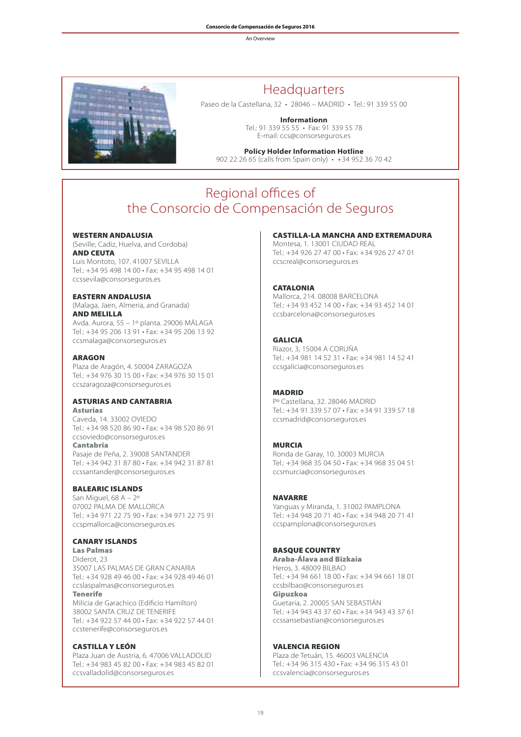# Headquarters

Paseo de la Castellana, 32 • 28046 – MADRID • Tel.: 91 339 55 00

**Informationn**
Tel.: 91 339 55 55 • Fax: 91 339 55 78
E-mail: ccs@consorseguros.es

**Policy Holder Information Hotline**
902 22 26 65 (calls from Spain only) • +34 952 36 70 42

# Regional offices of the Consorcio de Compensación de Seguros

**WESTERN ANDALUSIA**
(Seville, Cadiz, Huelva, and Cordoba)
**AND CEUTA**
Luis Montoto, 107. 41007 SEVILLA
Tel.: +34 95 498 14 00 • Fax: +34 95 498 14 01
ccssevila@consorseguros.es

**EASTERN ANDALUSIA**
(Malaga, Jaen, Almeria, and Granada)
**AND MELILLA**
Avda. Aurora, 55 – 1º planta. 29006 MÁLAGA
Tel.: +34 95 206 13 91 • Fax: +34 95 206 13 92
ccsmalaga@consorseguros.es

**ARAGON**
Plaza de Aragón, 4. 50004 ZARAGOZA
Tel.: +34 976 30 15 00 • Fax: +34 976 30 15 01
ccszaragoza@consorseguros.es

**ASTURIAS AND CANTABRIA**
**Asturias**
Caveda, 14. 33002 OVIEDO
Tel.: +34 98 520 86 90 • Fax: +34 98 520 86 91
ccsoviedo@consorseguros.es
**Cantabria**
Pasaje de Peña, 2. 39008 SANTANDER
Tel.: +34 942 31 87 80 • Fax: +34 942 31 87 81
ccssantander@consorseguros.es

**BALEARIC ISLANDS**
San Miguel, 68 A – 2º
07002 PALMA DE MALLORCA
Tel.: +34 971 22 75 90 • Fax: +34 971 22 75 91
ccspmallorca@consorseguros.es

**CANARY ISLANDS**
**Las Palmas**
Diderot, 23
35007 LAS PALMAS DE GRAN CANARIA
Tel.: +34 928 49 46 00 • Fax: +34 928 49 46 01
ccslaspalmas@consorseguros.es
**Tenerife**
Milicia de Garachico (Edificio Hamilton)
38002 SANTA CRUZ DE TENERIFE
Tel.: +34 922 57 44 00 • Fax: +34 922 57 44 01
ccstenerife@consorseguros.es

**CASTILLA Y LEÓN**
Plaza Juan de Austria, 6. 47006 VALLADOLID
Tel.: +34 983 45 82 00 • Fax: +34 983 45 82 01
ccsvalladolid@consorseguros.es

**CASTILLA-LA MANCHA AND EXTREMADURA**
Montesa, 1. 13001 CIUDAD REAL
Tel.: +34 926 27 47 00 • Fax: +34 926 27 47 01
ccscreal@consorseguros.es

**CATALONIA**
Mallorca, 214. 08008 BARCELONA
Tel.: +34 93 452 14 00 • Fax: +34 93 452 14 01
ccsbarcelona@consorseguros.es

**GALICIA**
Riazor, 3, 15004 A CORUÑA
Tel.: +34 981 14 52 31 • Fax: +34 981 14 52 41
ccsgalicia@consorseguros.es

**MADRID**
Pº Castellana, 32. 28046 MADRID
Tel.: +34 91 339 57 07 • Fax: +34 91 339 57 18
ccsmadrid@consorseguros.es

**MURCIA**
Ronda de Garay, 10. 30003 MURCIA
Tel.: +34 968 35 04 50 • Fax: +34 968 35 04 51
ccsmurcia@consorseguros.es

**NAVARRE**
Yanguas y Miranda, 1. 31002 PAMPLONA
Tel.: +34 948 20 71 40 • Fax: +34 948 20 71 41
ccspamplona@consorseguros.es

**BASQUE COUNTRY**
**Araba-Álava and Bizkaia**
Heros, 3. 48009 BILBAO
Tel.: +34 94 661 18 00 • Fax: +34 94 661 18 01
ccsbilbao@consorseguros.es
**Gipuzkoa**
Guetaria, 2. 20005 SAN SEBASTIÁN
Tel.: +34 943 43 37 60 • Fax: +34 943 43 37 61
ccssansebastian@consorseguros.es

**VALENCIA REGION**
Plaza de Tetuán, 15. 46003 VALENCIA
Tel.: +34 96 315 430 • Fax: +34 96 315 43 01
ccsvalencia@consorseguros.es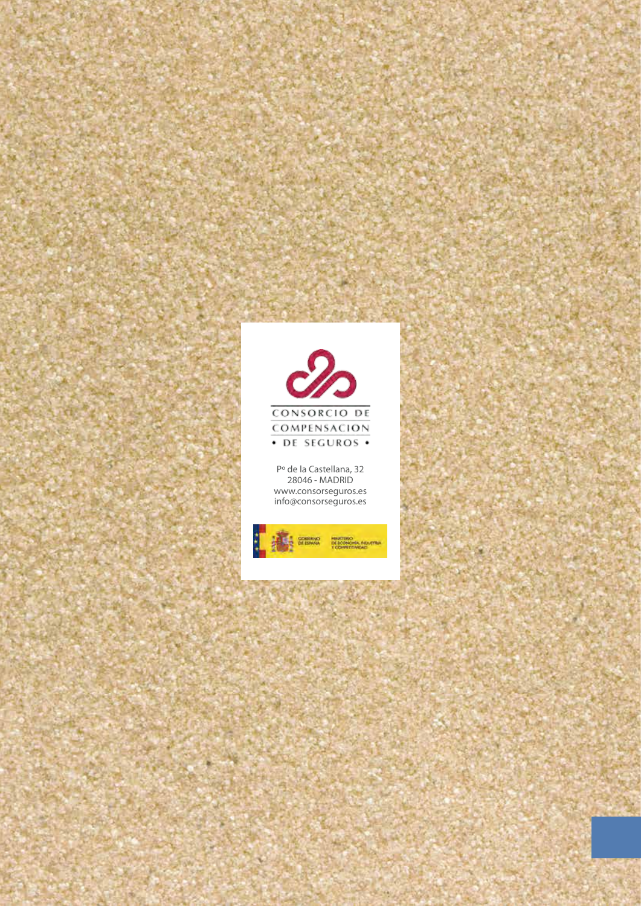CONSORCIO DE COMPENSACION • DE SEGUROS •

Pº de la Castellana, 32
28046 - MADRID
www.consorseguros.es
info@consorseguros.es

GOBIERNO DE ESPAÑA
MINISTERIO DE ECONOMÍA, INDUSTRIA Y COMPETITIVIDAD